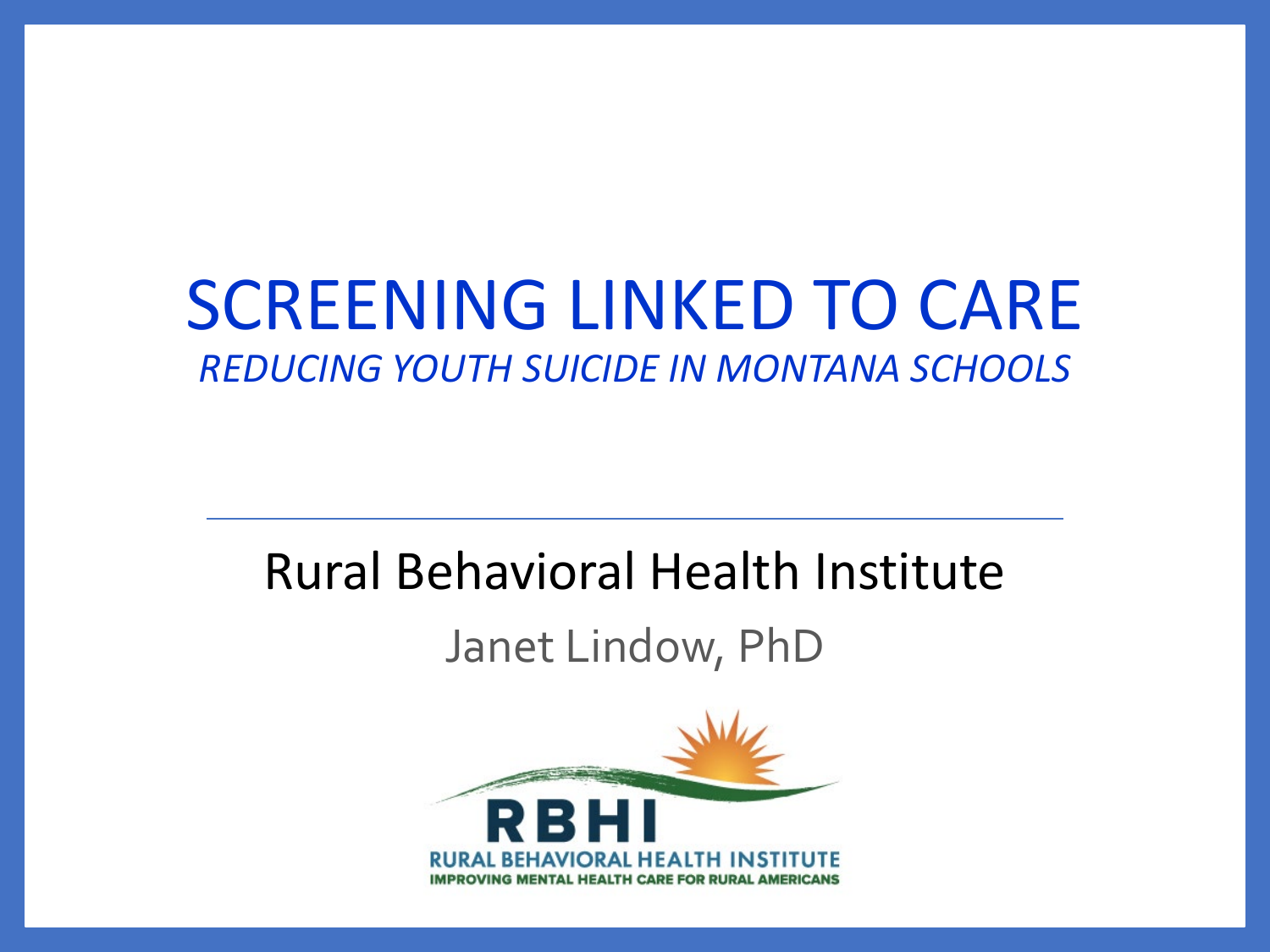# SCREENING LINKED TO CARE

*REDUCING YOUTH SUICIDE IN MONTANA SCHOOLS*

Rural Behavioral Health Institute

Janet Lindow, PhD

RBHI

RURAL BEHAVIORAL HEALTH INSTITUTE

IMPROVING MENTAL HEALTH CARE FOR RURAL AMERICANS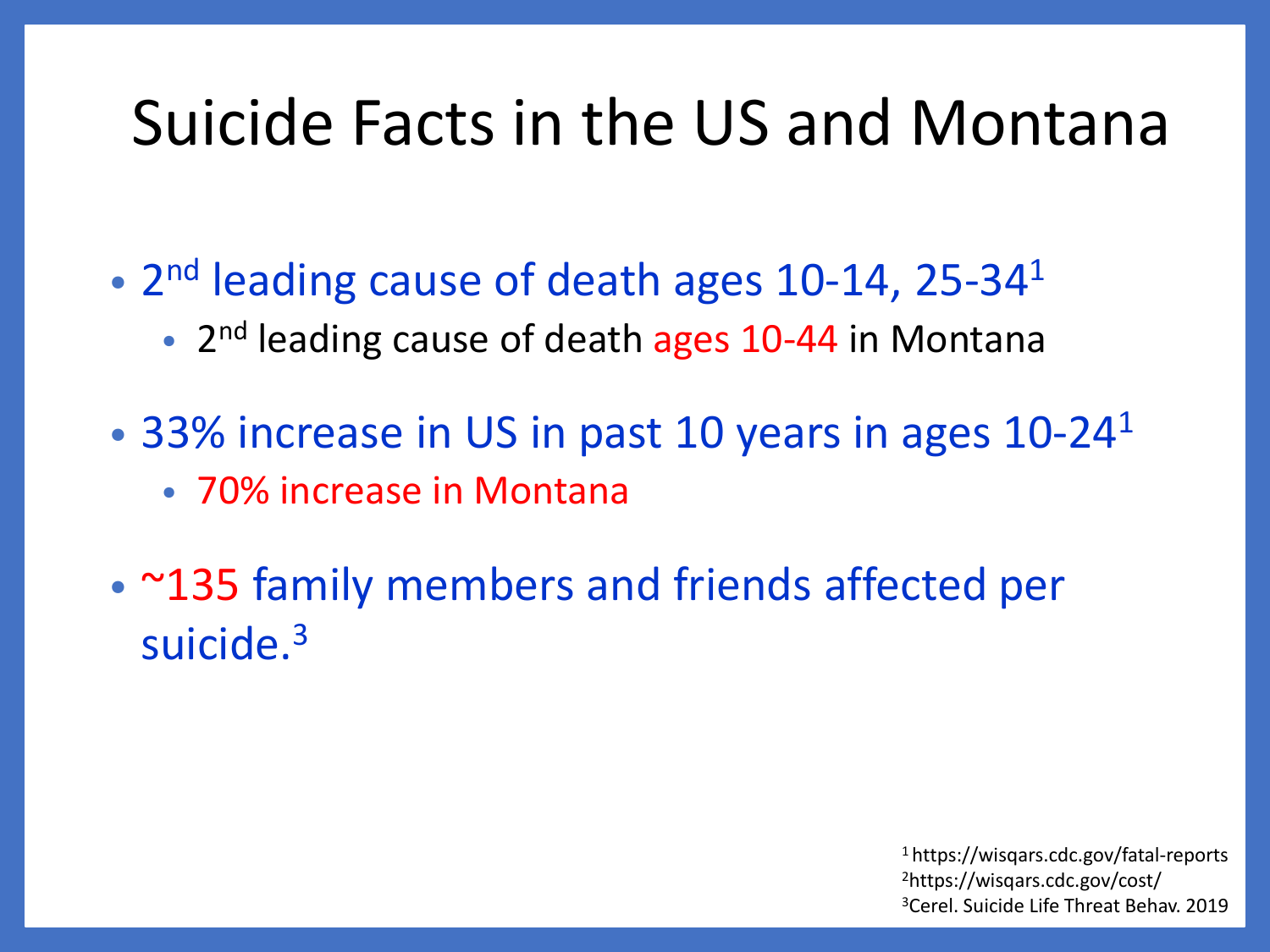# Suicide Facts in the US and Montana

- 2nd leading cause of death ages 10-14, 25-34[1]
  - 2nd leading cause of death ages 10-44 in Montana
- 33% increase in US in past 10 years in ages 10-24[1]
  - 70% increase in Montana
- ~135 family members and friends affected per suicide.[3]

[1] https://wisqars.cdc.gov/fatal-reports
[2] https://wisqars.cdc.gov/cost/
[3] Cerel. Suicide Life Threat Behav. 2019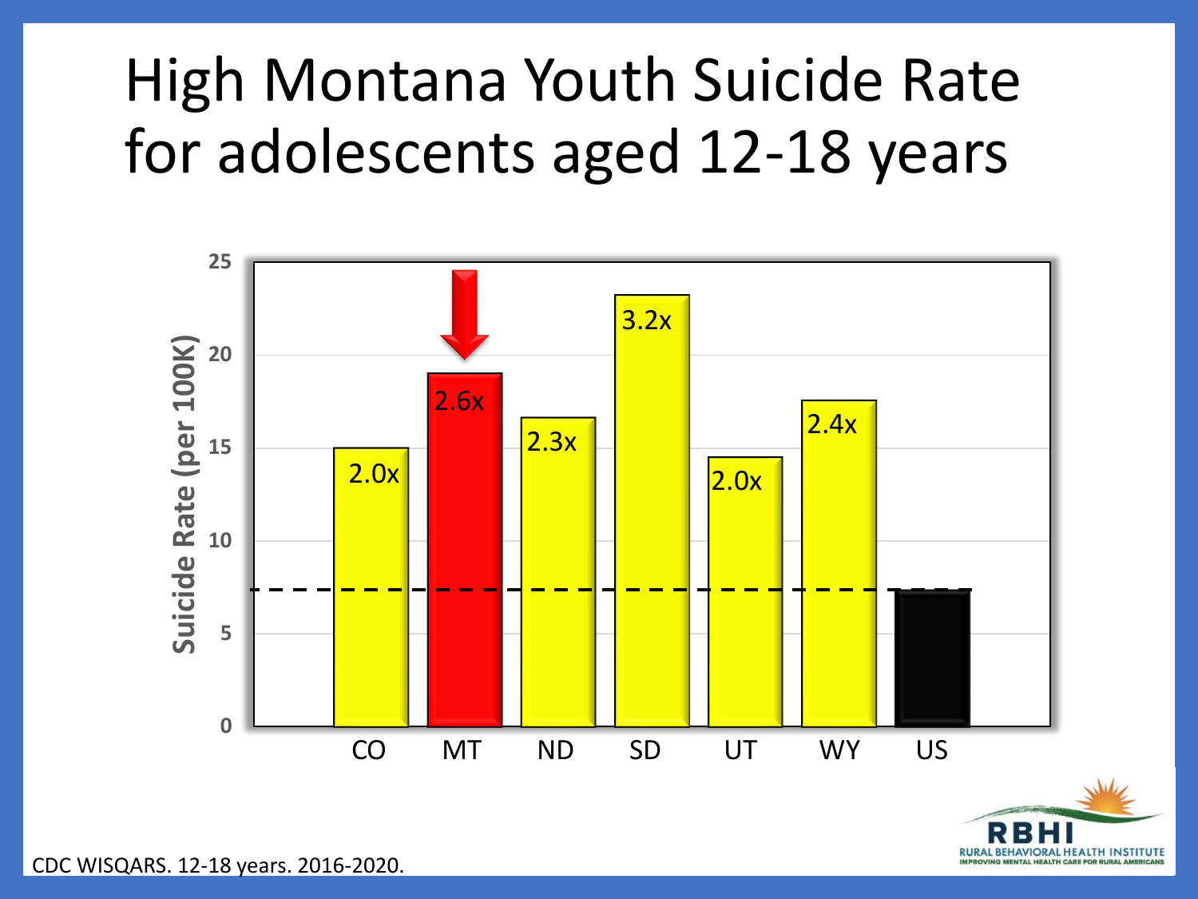# High Montana Youth Suicide Rate for adolescents aged 12-18 years

Suicide Rate (per 100K)

| State | Multiple of US rate |
|---|---|
| CO | 2.0x |
| MT | 2.6x |
| ND | 2.3x |
| SD | 3.2x |
| UT | 2.0x |
| WY | 2.4x |
| US | |

CDC WISQARS. 12-18 years. 2016-2020.

RBHI
RURAL BEHAVIORAL HEALTH INSTITUTE
IMPROVING MENTAL HEALTH CARE FOR RURAL AMERICANS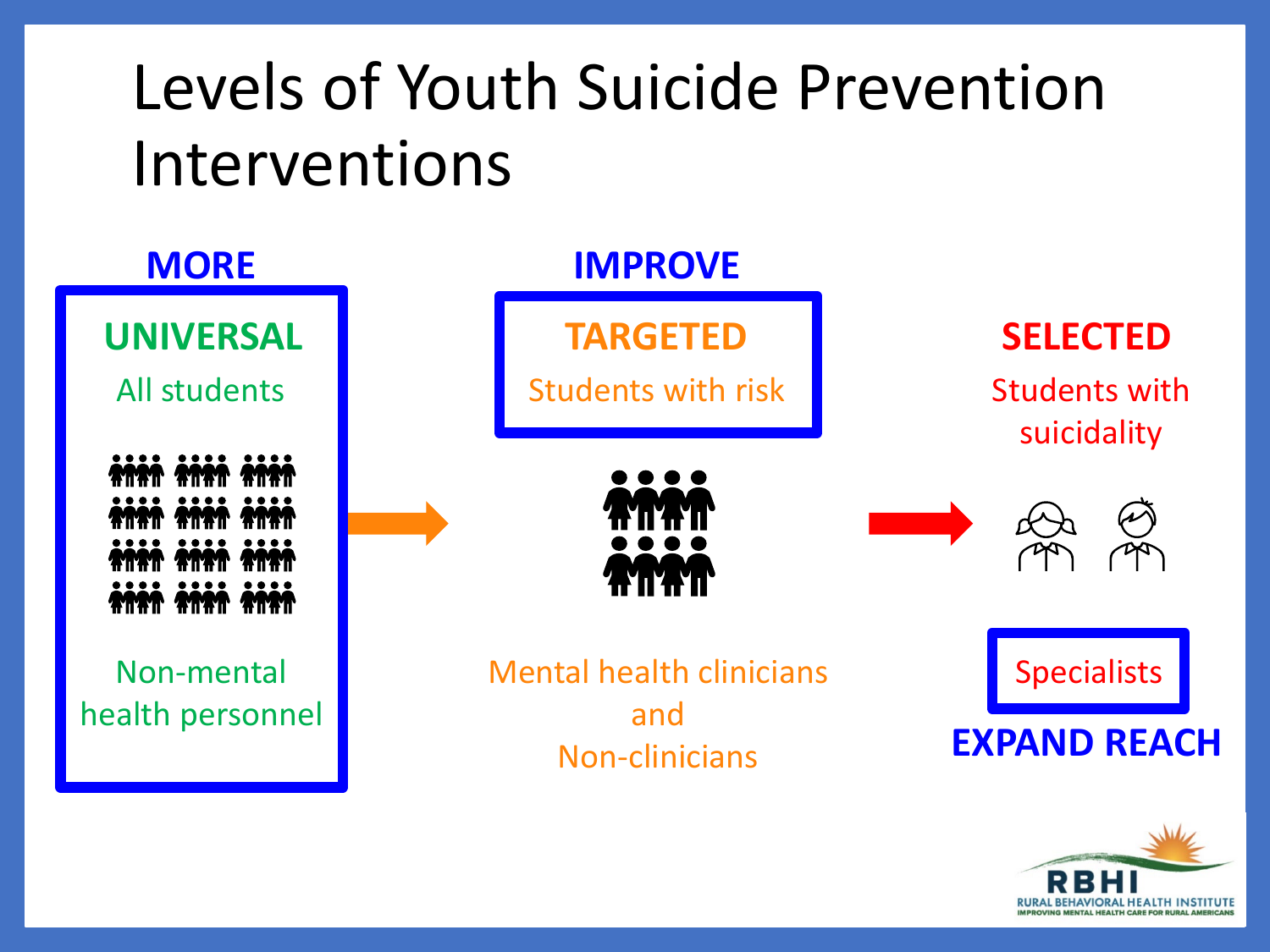# Levels of Youth Suicide Prevention Interventions

**MORE**

**UNIVERSAL**

All students

Non-mental health personnel

**IMPROVE**

**TARGETED**

Students with risk

Mental health clinicians and Non-clinicians

**SELECTED**

Students with suicidality

Specialists

**EXPAND REACH**

RBHI
RURAL BEHAVIORAL HEALTH INSTITUTE
IMPROVING MENTAL HEALTH CARE FOR RURAL AMERICANS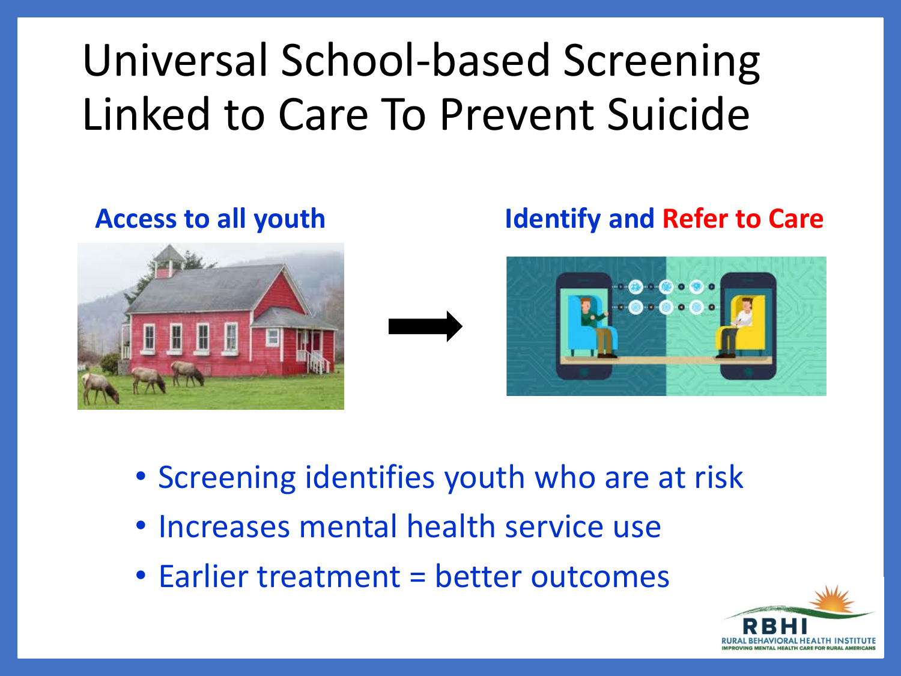# Universal School-based Screening Linked to Care To Prevent Suicide

**Access to all youth**

**Identify and Refer to Care**

- Screening identifies youth who are at risk
- Increases mental health service use
- Earlier treatment = better outcomes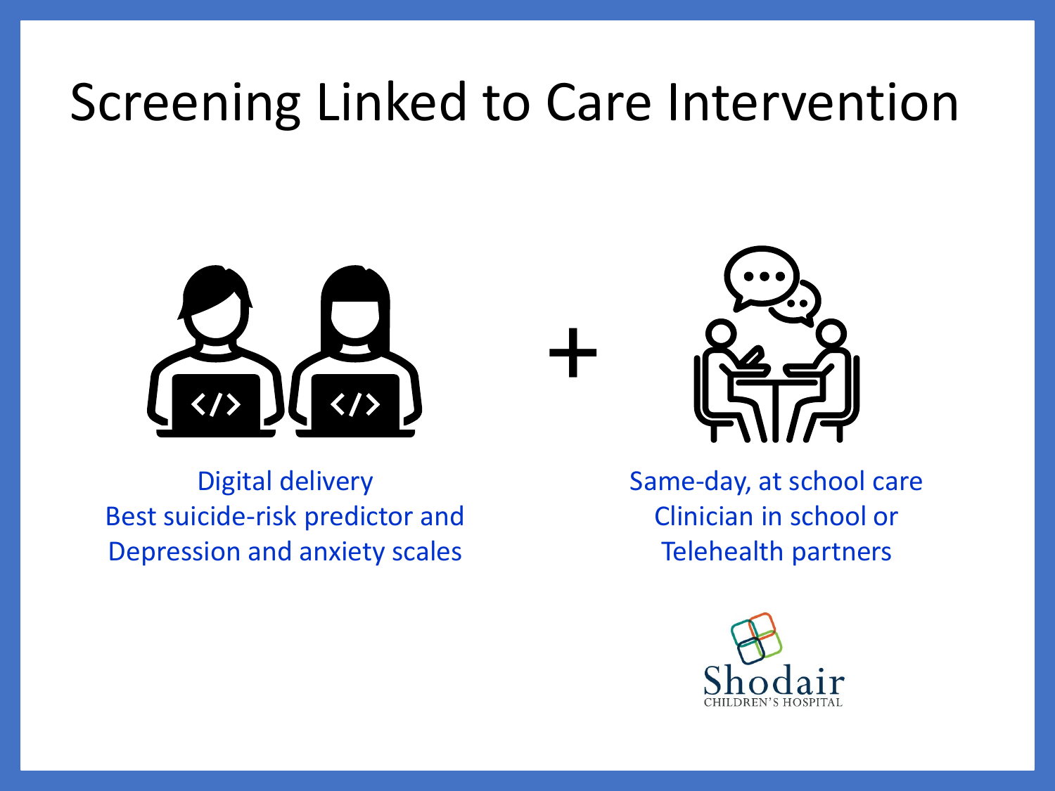# Screening Linked to Care Intervention

Digital delivery
Best suicide-risk predictor and
Depression and anxiety scales

+

Same-day, at school care
Clinician in school or
Telehealth partners

Shodair
CHILDREN'S HOSPITAL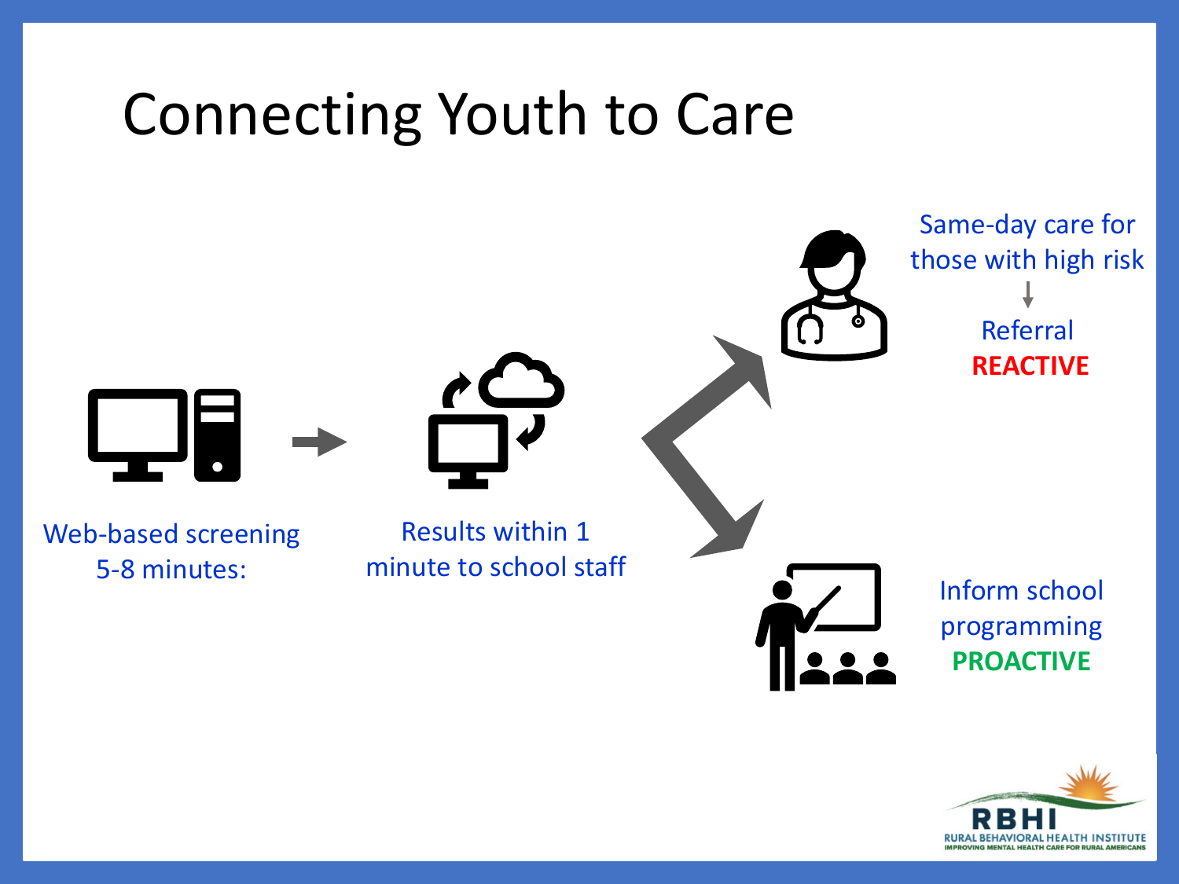# Connecting Youth to Care

Web-based screening 5-8 minutes:

Results within 1 minute to school staff

Same-day care for those with high risk

Referral

**REACTIVE**

Inform school programming

**PROACTIVE**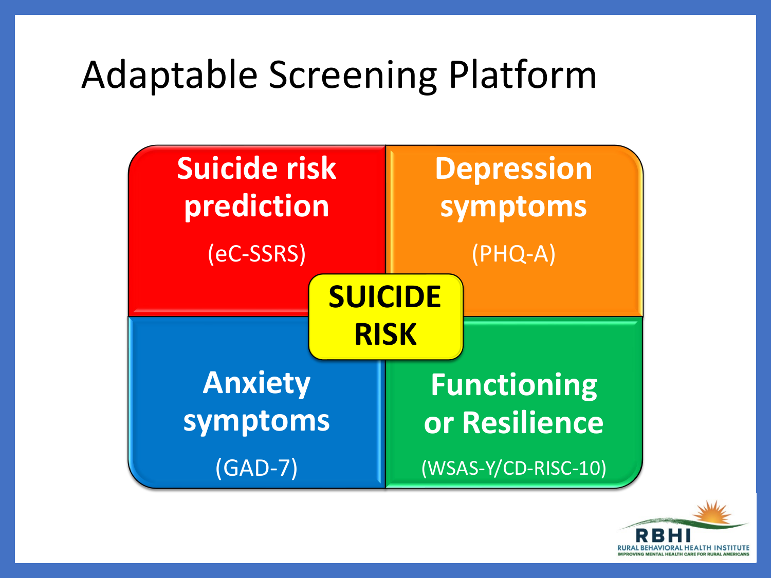# Adaptable Screening Platform

**Suicide risk prediction**

(eC-SSRS)

**Depression symptoms**

(PHQ-A)

**SUICIDE RISK**

**Anxiety symptoms**

(GAD-7)

**Functioning or Resilience**

(WSAS-Y/CD-RISC-10)

RBHI
RURAL BEHAVIORAL HEALTH INSTITUTE
IMPROVING MENTAL HEALTH CARE FOR RURAL AMERICANS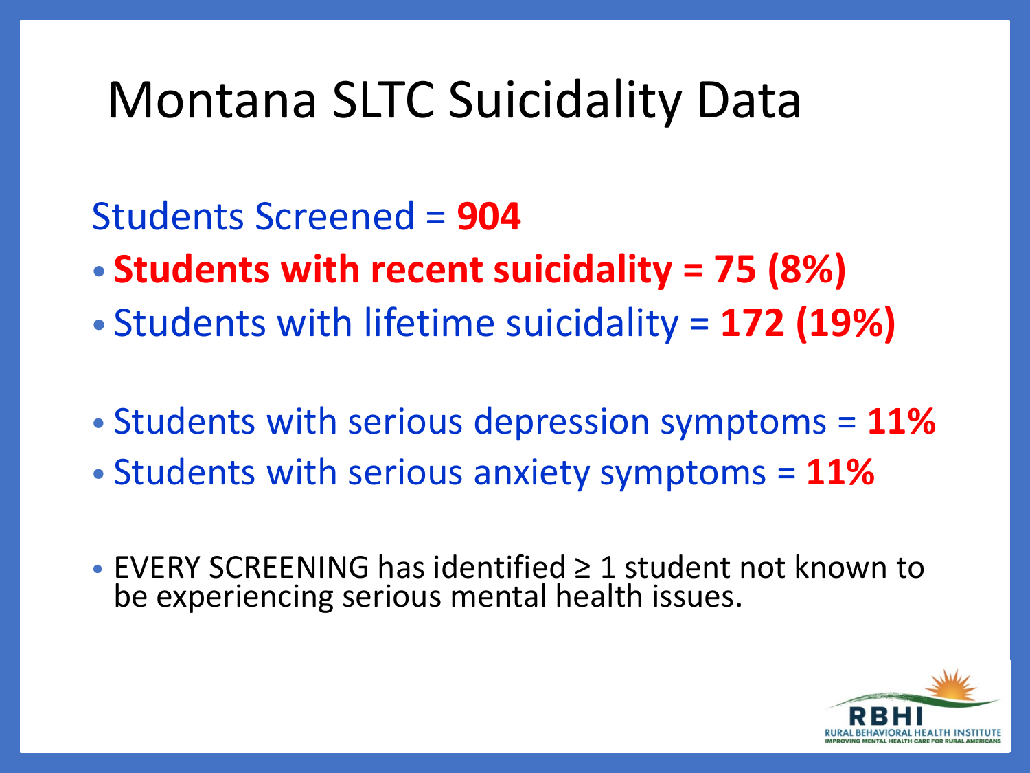# Montana SLTC Suicidality Data

Students Screened = **904**

- **Students with recent suicidality = 75 (8%)**
- Students with lifetime suicidality = **172 (19%)**

- Students with serious depression symptoms = **11%**
- Students with serious anxiety symptoms = **11%**

- EVERY SCREENING has identified ≥ 1 student not known to be experiencing serious mental health issues.

RBHI
RURAL BEHAVIORAL HEALTH INSTITUTE
IMPROVING MENTAL HEALTH CARE FOR RURAL AMERICANS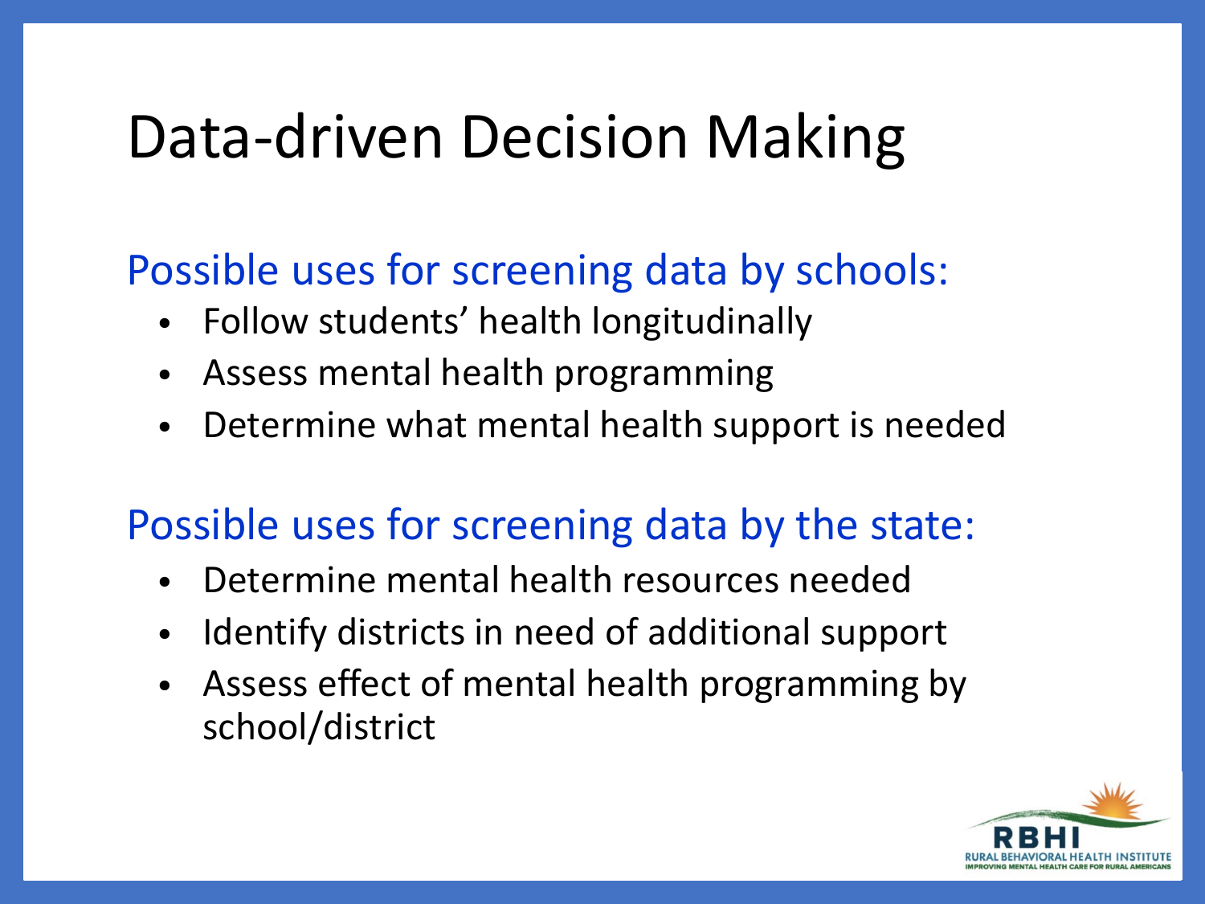# Data-driven Decision Making

## Possible uses for screening data by schools:

- Follow students' health longitudinally
- Assess mental health programming
- Determine what mental health support is needed

## Possible uses for screening data by the state:

- Determine mental health resources needed
- Identify districts in need of additional support
- Assess effect of mental health programming by school/district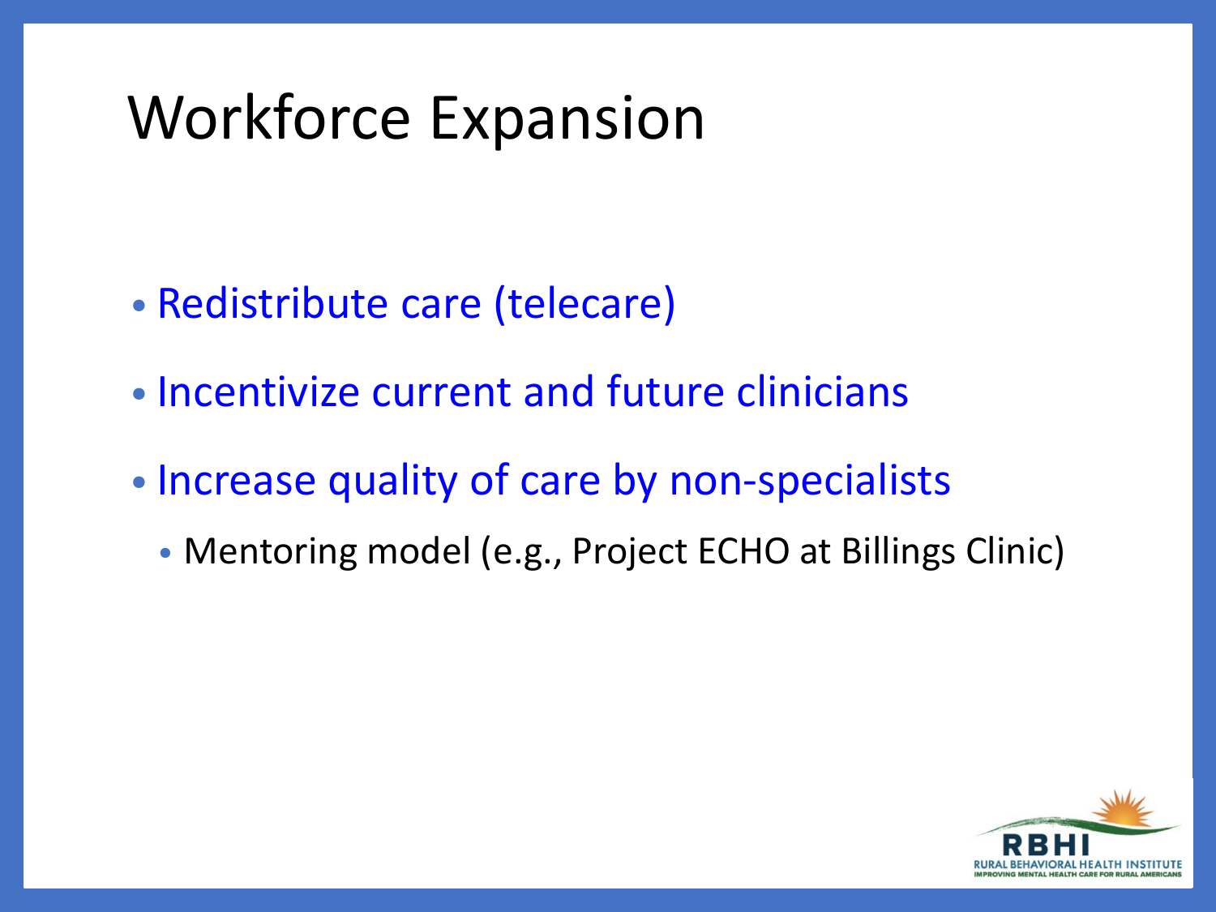# Workforce Expansion

- Redistribute care (telecare)
- Incentivize current and future clinicians
- Increase quality of care by non-specialists
  - Mentoring model (e.g., Project ECHO at Billings Clinic)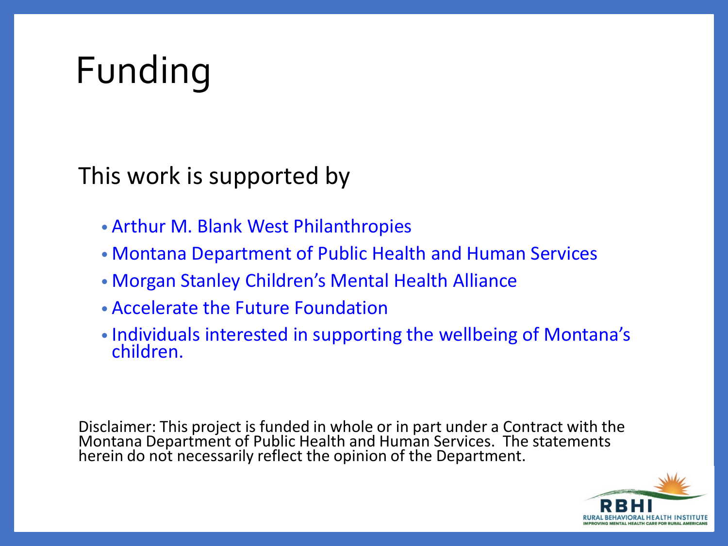# Funding

This work is supported by

- Arthur M. Blank West Philanthropies
- Montana Department of Public Health and Human Services
- Morgan Stanley Children's Mental Health Alliance
- Accelerate the Future Foundation
- Individuals interested in supporting the wellbeing of Montana's children.

Disclaimer: This project is funded in whole or in part under a Contract with the Montana Department of Public Health and Human Services. The statements herein do not necessarily reflect the opinion of the Department.

RBHI
RURAL BEHAVIORAL HEALTH INSTITUTE
IMPROVING MENTAL HEALTH CARE FOR RURAL AMERICANS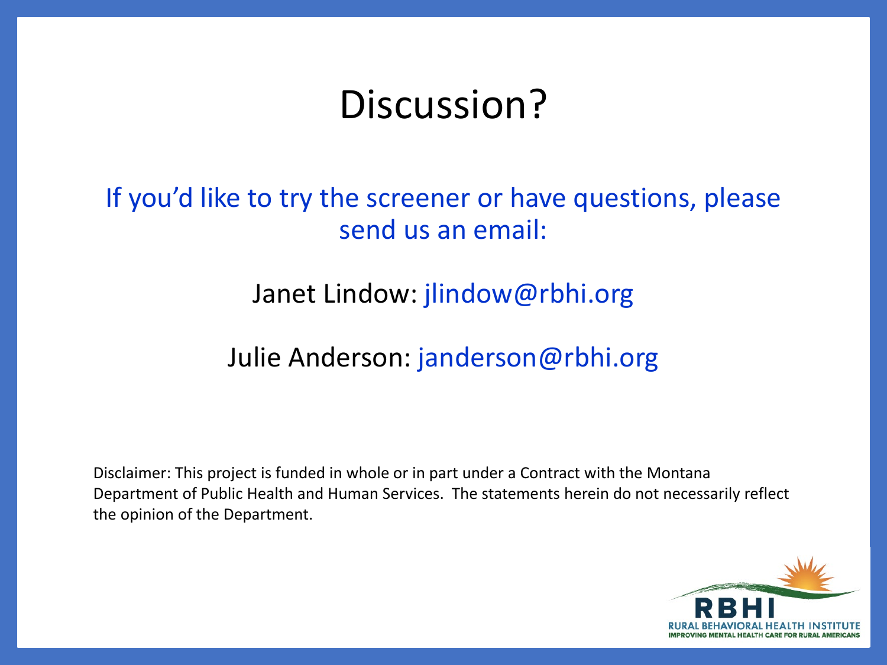# Discussion?

If you'd like to try the screener or have questions, please send us an email:

Janet Lindow: jlindow@rbhi.org

Julie Anderson: janderson@rbhi.org

Disclaimer: This project is funded in whole or in part under a Contract with the Montana Department of Public Health and Human Services. The statements herein do not necessarily reflect the opinion of the Department.

RBHI
RURAL BEHAVIORAL HEALTH INSTITUTE
IMPROVING MENTAL HEALTH CARE FOR RURAL AMERICANS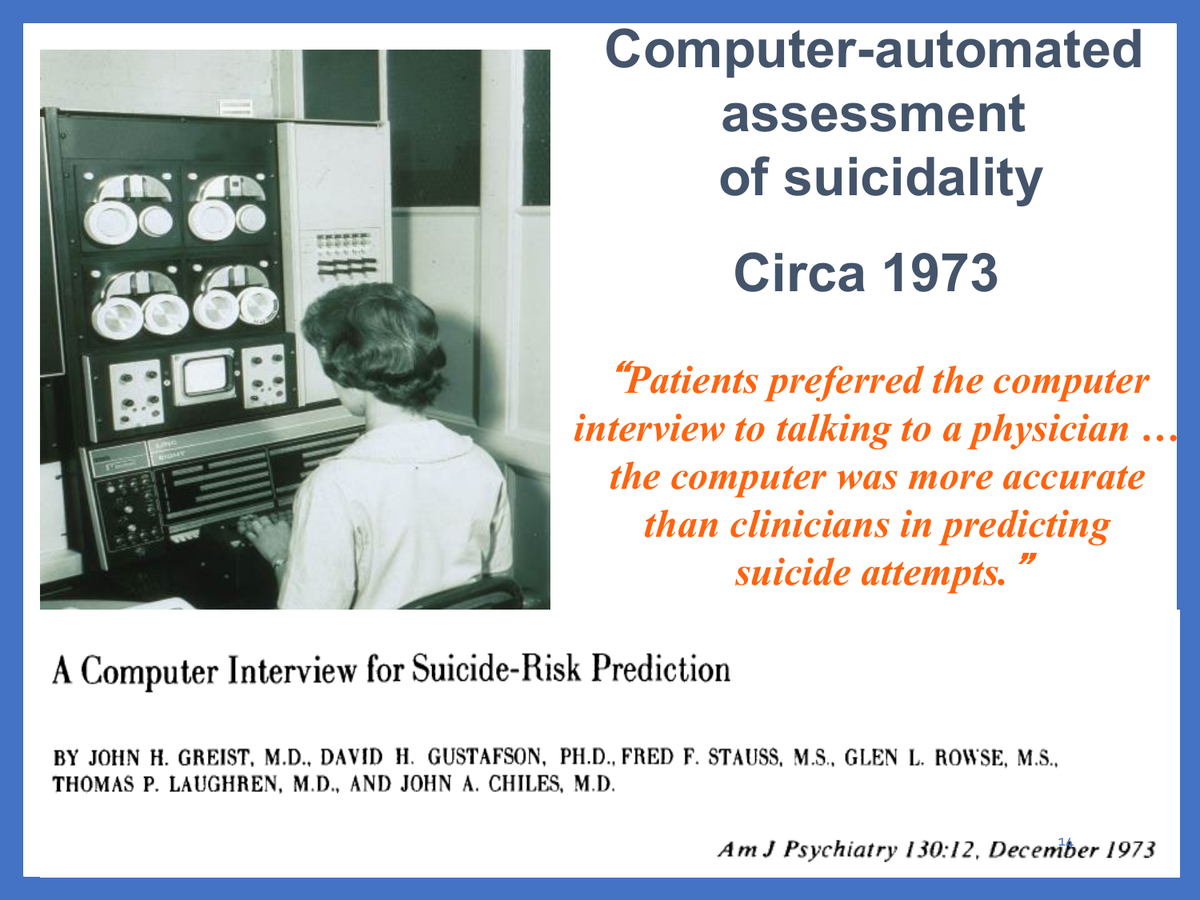# Computer-automated assessment of suicidality

## Circa 1973

*"Patients preferred the computer interview to talking to a physician … the computer was more accurate than clinicians in predicting suicide attempts."*

A Computer Interview for Suicide-Risk Prediction

BY JOHN H. GREIST, M.D., DAVID H. GUSTAFSON, PH.D., FRED F. STAUSS, M.S., GLEN L. ROWSE, M.S., THOMAS P. LAUGHREN, M.D., AND JOHN A. CHILES, M.D.

*Am J Psychiatry 130:12, December 1973*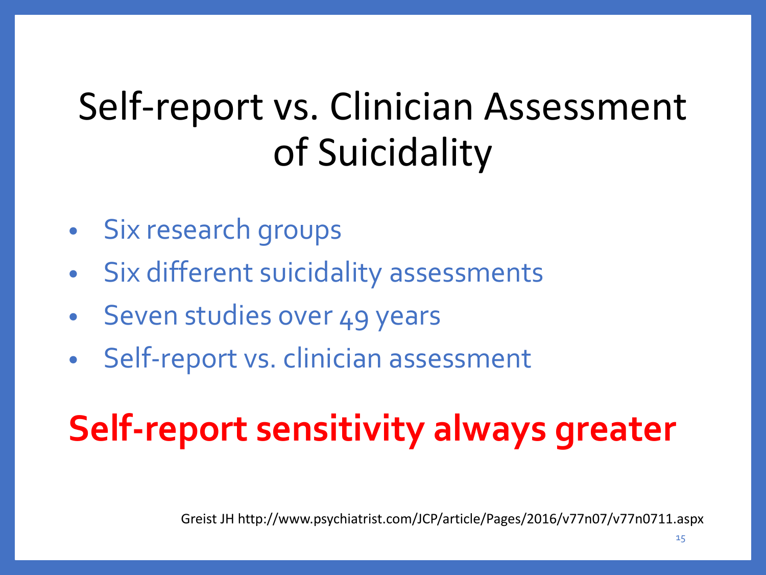# Self-report vs. Clinician Assessment of Suicidality

- Six research groups
- Six different suicidality assessments
- Seven studies over 49 years
- Self-report vs. clinician assessment

**Self-report sensitivity always greater**

Greist JH http://www.psychiatrist.com/JCP/article/Pages/2016/v77n07/v77n0711.aspx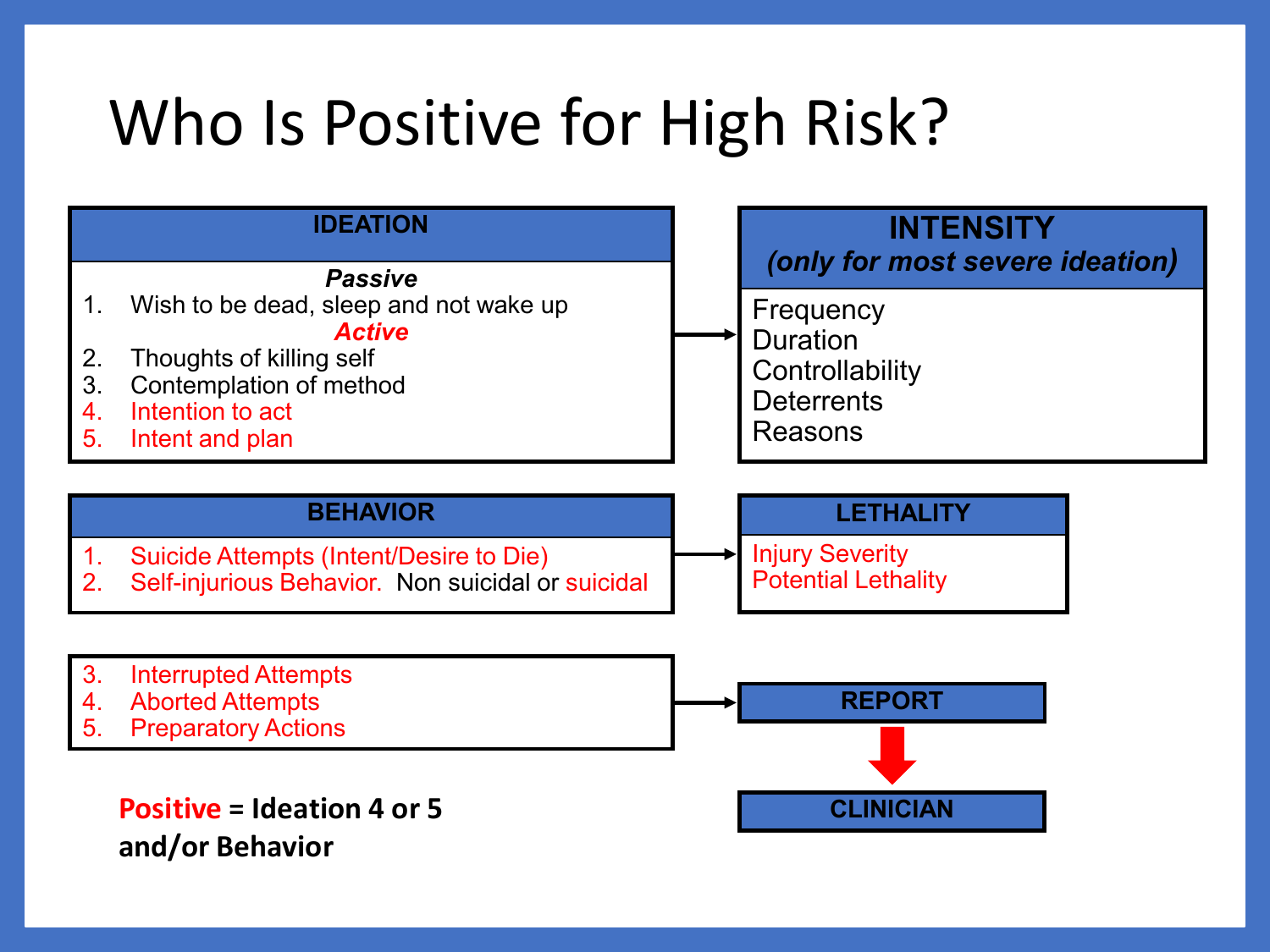# Who Is Positive for High Risk?

### IDEATION

***Passive***

1. Wish to be dead, sleep and not wake up

***Active***

2. Thoughts of killing self
3. Contemplation of method
4. Intention to act
5. Intent and plan

### INTENSITY

***(only for most severe ideation)***

- Frequency
- Duration
- Controllability
- Deterrents
- Reasons

### BEHAVIOR

1. Suicide Attempts (Intent/Desire to Die)
2. Self-injurious Behavior. Non suicidal or suicidal

### LETHALITY

- Injury Severity
- Potential Lethality

3. Interrupted Attempts
4. Aborted Attempts
5. Preparatory Actions

**REPORT** → **CLINICIAN**

**Positive = Ideation 4 or 5 and/or Behavior**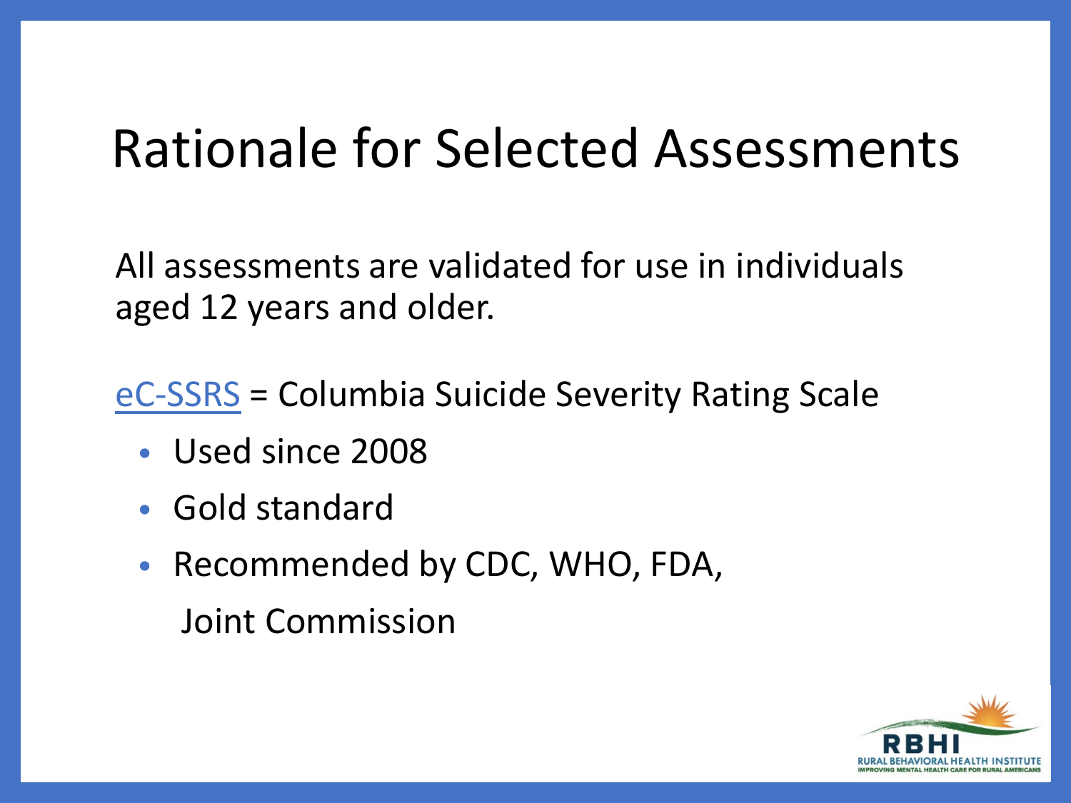# Rationale for Selected Assessments

All assessments are validated for use in individuals aged 12 years and older.

eC-SSRS = Columbia Suicide Severity Rating Scale

- Used since 2008
- Gold standard
- Recommended by CDC, WHO, FDA, Joint Commission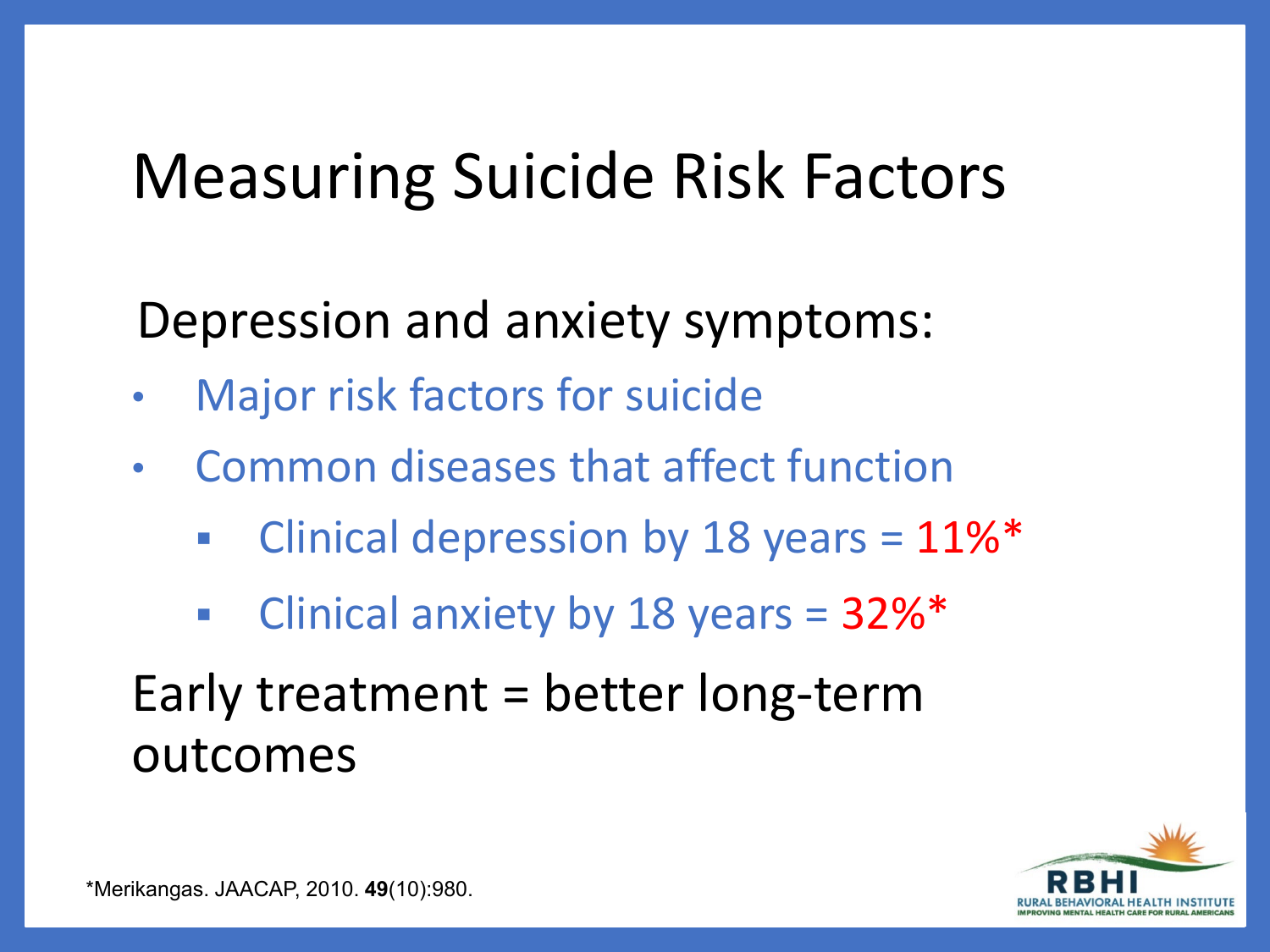# Measuring Suicide Risk Factors

Depression and anxiety symptoms:

- Major risk factors for suicide
- Common diseases that affect function
  - Clinical depression by 18 years = 11%*
  - Clinical anxiety by 18 years = 32%*

Early treatment = better long-term outcomes

*Merikangas. JAACAP, 2010. **49**(10):980.

RBHI
RURAL BEHAVIORAL HEALTH INSTITUTE
IMPROVING MENTAL HEALTH CARE FOR RURAL AMERICANS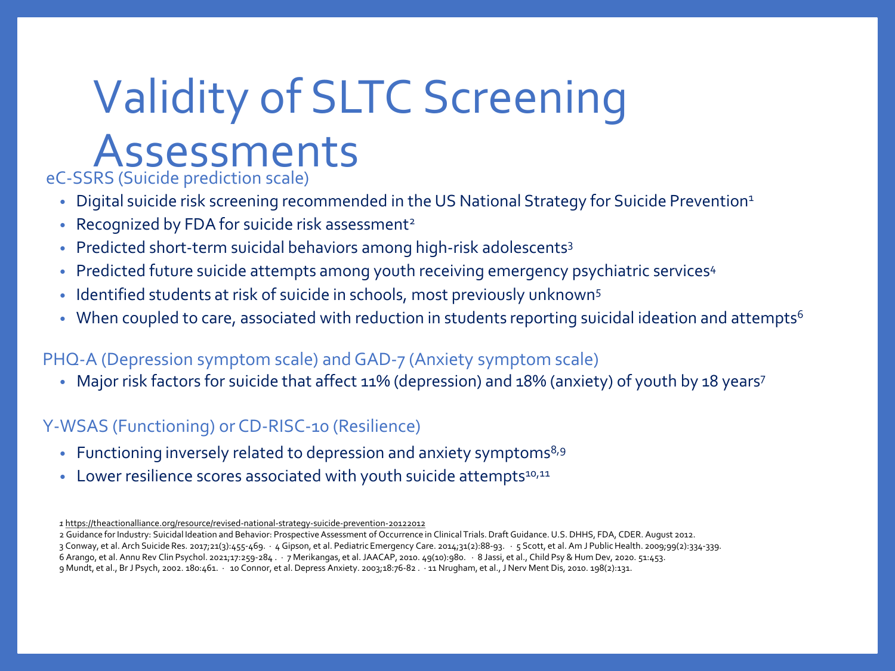# Validity of SLTC Screening Assessments

## eC-SSRS (Suicide prediction scale)

- Digital suicide risk screening recommended in the US National Strategy for Suicide Prevention[1]
- Recognized by FDA for suicide risk assessment[2]
- Predicted short-term suicidal behaviors among high-risk adolescents[3]
- Predicted future suicide attempts among youth receiving emergency psychiatric services[4]
- Identified students at risk of suicide in schools, most previously unknown[5]
- When coupled to care, associated with reduction in students reporting suicidal ideation and attempts[6]

## PHQ-A (Depression symptom scale) and GAD-7 (Anxiety symptom scale)

- Major risk factors for suicide that affect 11% (depression) and 18% (anxiety) of youth by 18 years[7]

## Y-WSAS (Functioning) or CD-RISC-10 (Resilience)

- Functioning inversely related to depression and anxiety symptoms[8,9]
- Lower resilience scores associated with youth suicide attempts[10,11]

1 https://theactionalliance.org/resource/revised-national-strategy-suicide-prevention-20122012

2 Guidance for Industry: Suicidal Ideation and Behavior: Prospective Assessment of Occurrence in Clinical Trials. Draft Guidance. U.S. DHHS, FDA, CDER. August 2012.

3 Conway, et al. Arch Suicide Res. 2017;21(3):455-469. · 4 Gipson, et al. Pediatric Emergency Care. 2014;31(2):88-93. · 5 Scott, et al. Am J Public Health. 2009;99(2):334-339.

6 Arango, et al. Annu Rev Clin Psychol. 2021;17:259-284 . · 7 Merikangas, et al. JAACAP, 2010. 49(10):980. · 8 Jassi, et al., Child Psy & Hum Dev, 2020. 51:453.

9 Mundt, et al., Br J Psych, 2002. 180:461. · 10 Connor, et al. Depress Anxiety. 2003;18:76-82 . · 11 Nrugham, et al., J Nerv Ment Dis, 2010. 198(2):131.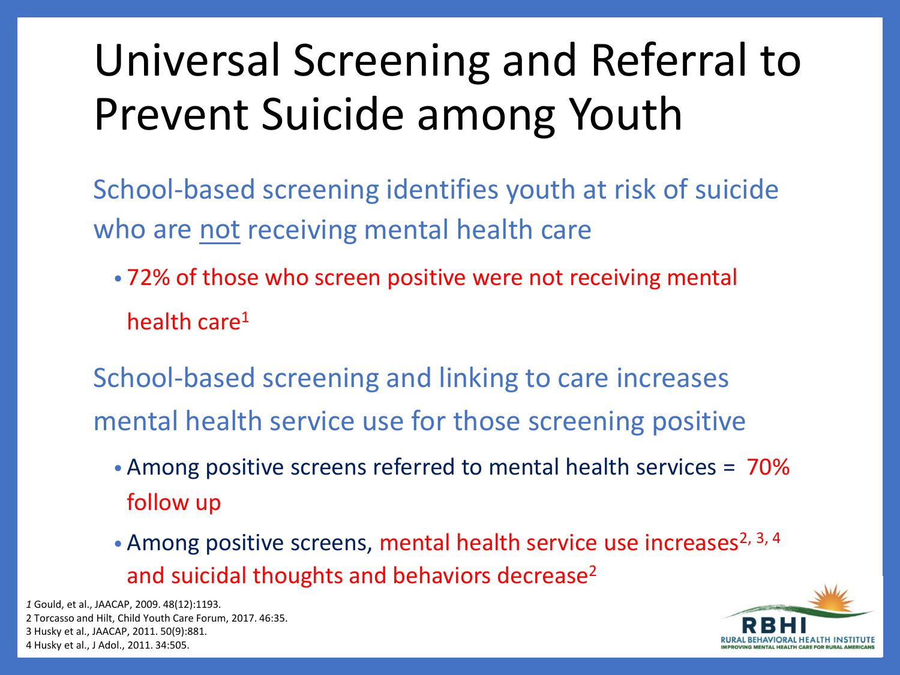# Universal Screening and Referral to Prevent Suicide among Youth

School-based screening identifies youth at risk of suicide who are not receiving mental health care

- 72% of those who screen positive were not receiving mental health care[1]

School-based screening and linking to care increases mental health service use for those screening positive

- Among positive screens referred to mental health services = 70% follow up
- Among positive screens, mental health service use increases[2, 3, 4] and suicidal thoughts and behaviors decrease[2]

*1* Gould, et al., JAACAP, 2009. 48(12):1193.
2 Torcasso and Hilt, Child Youth Care Forum, 2017. 46:35.
3 Husky et al., JAACAP, 2011. 50(9):881.
4 Husky et al., J Adol., 2011. 34:505.

RBHI
RURAL BEHAVIORAL HEALTH INSTITUTE
IMPROVING MENTAL HEALTH CARE FOR RURAL AMERICANS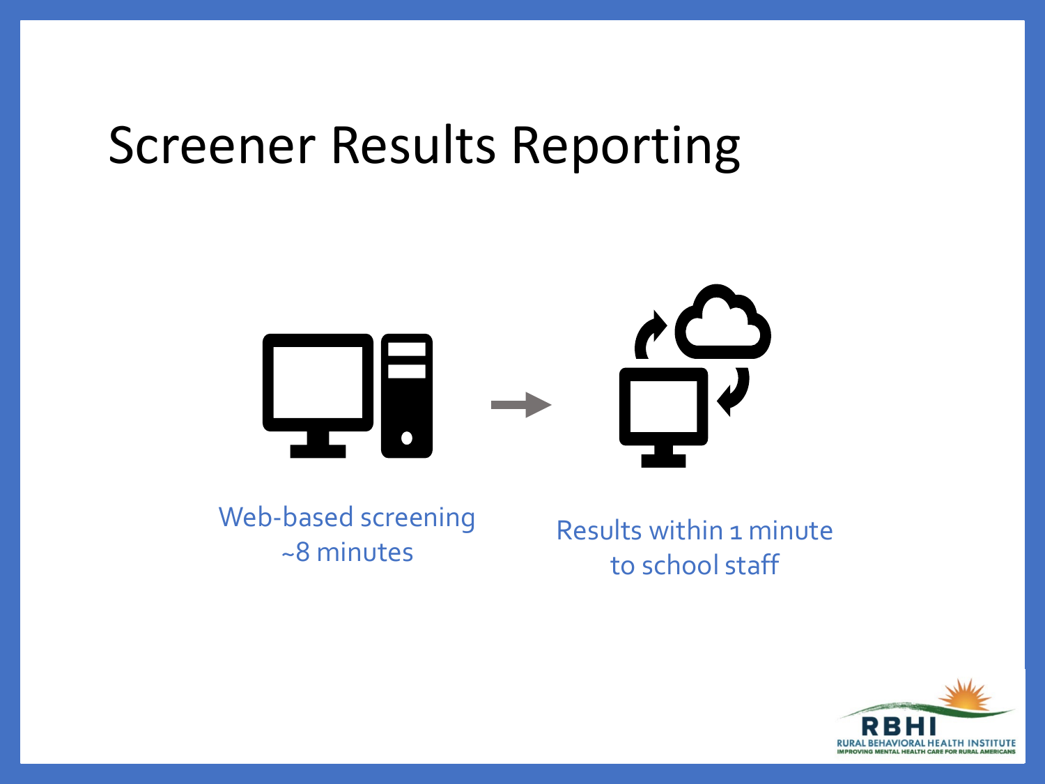# Screener Results Reporting

Web-based screening
~8 minutes

Results within 1 minute
to school staff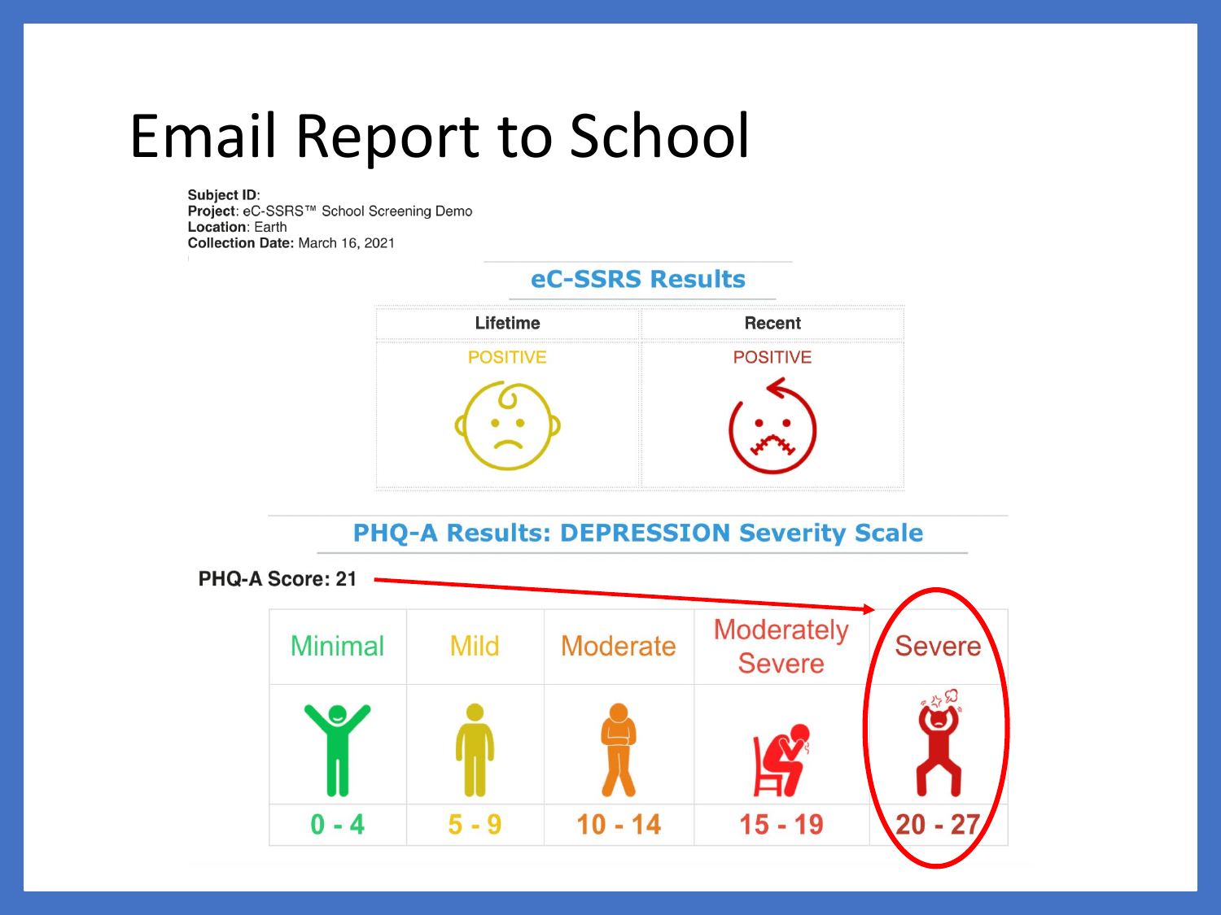# Email Report to School

**Subject ID**:
**Project**: eC-SSRS™ School Screening Demo
**Location**: Earth
**Collection Date:** March 16, 2021

## eC-SSRS Results

| Lifetime | Recent |
| --- | --- |
| POSITIVE | POSITIVE |

## PHQ-A Results: DEPRESSION Severity Scale

**PHQ-A Score: 21**

| Minimal | Mild | Moderate | Moderately Severe | Severe |
| --- | --- | --- | --- | --- |
| 0 - 4 | 5 - 9 | 10 - 14 | 15 - 19 | 20 - 27 |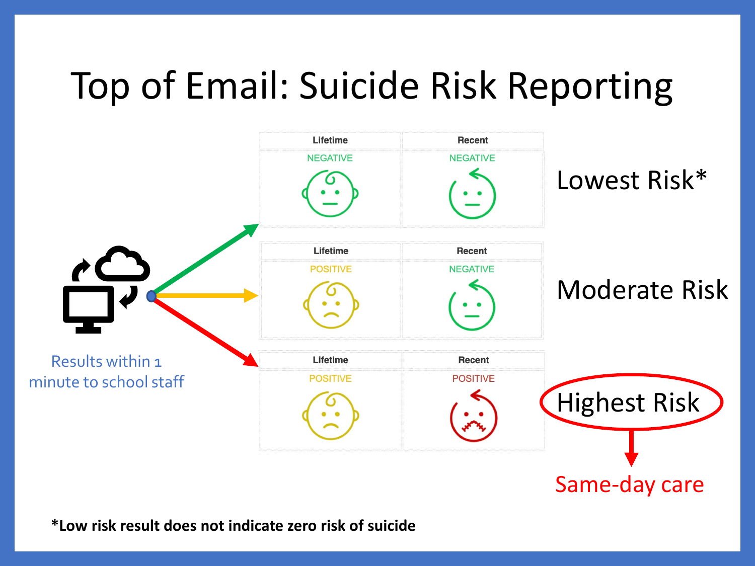# Top of Email: Suicide Risk Reporting

| Lifetime | Recent | |
| --- | --- | --- |
| NEGATIVE | NEGATIVE | Lowest Risk* |
| POSITIVE | NEGATIVE | Moderate Risk |
| POSITIVE | POSITIVE | Highest Risk → Same-day care |

Results within 1 minute to school staff

*Low risk result does not indicate zero risk of suicide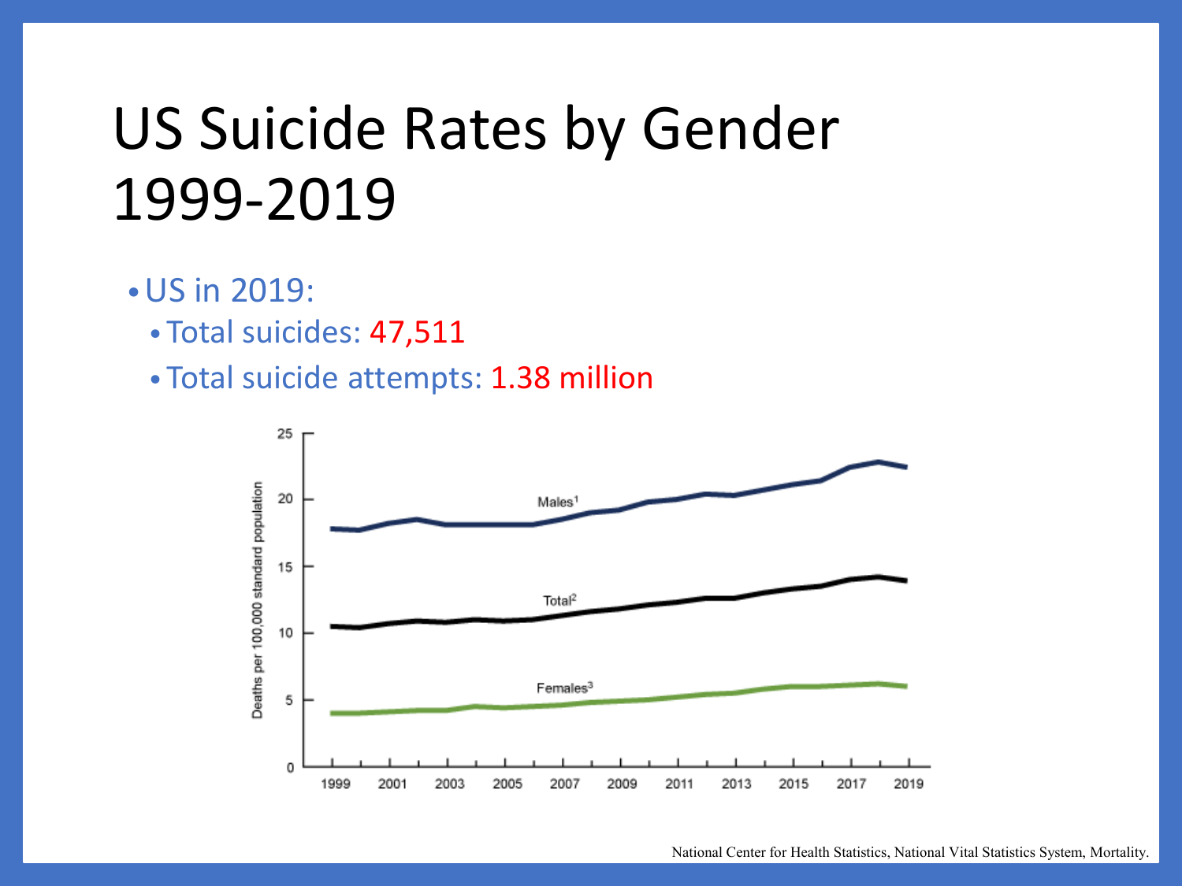# US Suicide Rates by Gender 1999-2019

- US in 2019:
  - Total suicides: 47,511
  - Total suicide attempts: 1.38 million

25
20
15
10
5
0
Deaths per 100,000 standard population
Males[1]
Total[2]
Females[3]
1999 2001 2003 2005 2007 2009 2011 2013 2015 2017 2019

National Center for Health Statistics, National Vital Statistics System, Mortality.